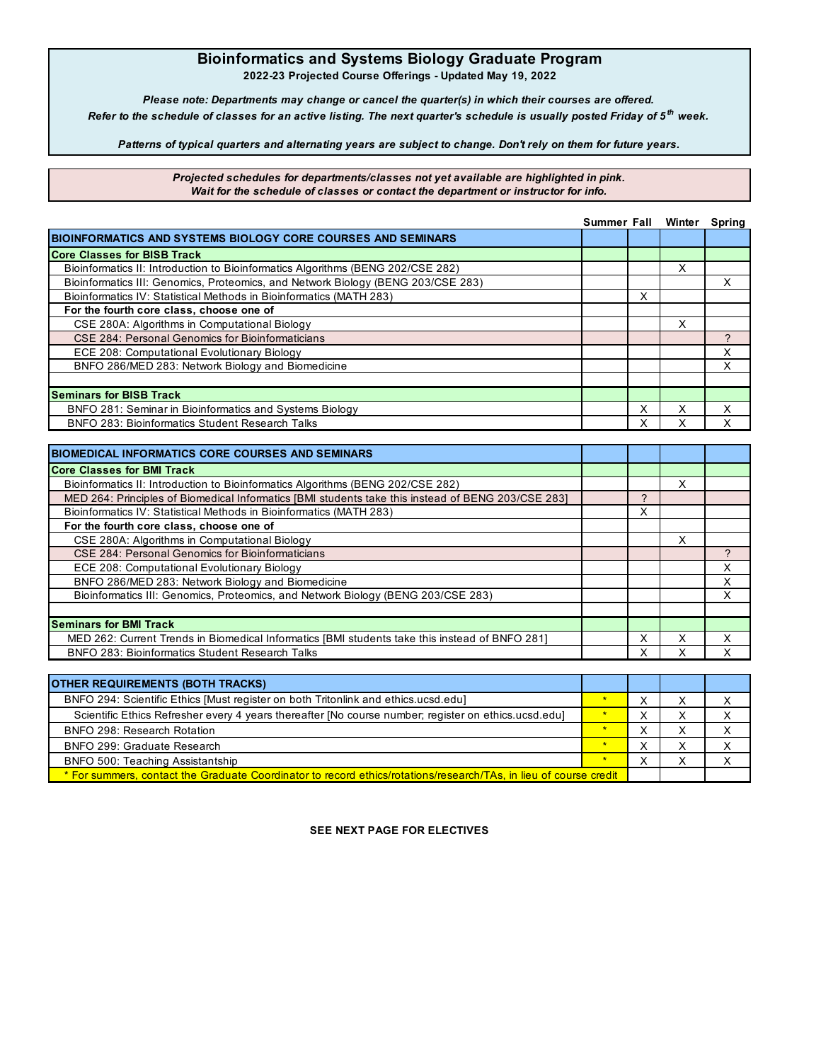# Bioinformatics and Systems Biology Graduate Program

**2022-23 Projected Course Offerings - Updated May 19, 2022**

***Please note: Departments may change or cancel the quarter(s) in which their courses are offered.***
***Refer to the schedule of classes for an active listing. The next quarter's schedule is usually posted Friday of 5th week.***

***Patterns of typical quarters and alternating years are subject to change. Don't rely on them for future years.***

***Projected schedules for departments/classes not yet available are highlighted in pink.***
***Wait for the schedule of classes or contact the department or instructor for info.***

| | Summer | Fall | Winter | Spring |
|---|---|---|---|---|
| **BIOINFORMATICS AND SYSTEMS BIOLOGY CORE COURSES AND SEMINARS** | | | | |
| **Core Classes for BISB Track** | | | | |
| Bioinformatics II: Introduction to Bioinformatics Algorithms (BENG 202/CSE 282) | | | X | |
| Bioinformatics III: Genomics, Proteomics, and Network Biology (BENG 203/CSE 283) | | | | X |
| Bioinformatics IV: Statistical Methods in Bioinformatics (MATH 283) | | X | | |
| **For the fourth core class, choose one of** | | | | |
| CSE 280A: Algorithms in Computational Biology | | | X | |
| CSE 284: Personal Genomics for Bioinformaticians | | | | ? |
| ECE 208: Computational Evolutionary Biology | | | | X |
| BNFO 286/MED 283: Network Biology and Biomedicine | | | | X |
| | | | | |
| **Seminars for BISB Track** | | | | |
| BNFO 281: Seminar in Bioinformatics and Systems Biology | | X | X | X |
| BNFO 283: Bioinformatics Student Research Talks | | X | X | X |

| | Summer | Fall | Winter | Spring |
|---|---|---|---|---|
| **BIOMEDICAL INFORMATICS CORE COURSES AND SEMINARS** | | | | |
| **Core Classes for BMI Track** | | | | |
| Bioinformatics II: Introduction to Bioinformatics Algorithms (BENG 202/CSE 282) | | | X | |
| MED 264: Principles of Biomedical Informatics [BMI students take this instead of BENG 203/CSE 283] | | ? | | |
| Bioinformatics IV: Statistical Methods in Bioinformatics (MATH 283) | | X | | |
| **For the fourth core class, choose one of** | | | | |
| CSE 280A: Algorithms in Computational Biology | | | X | |
| CSE 284: Personal Genomics for Bioinformaticians | | | | ? |
| ECE 208: Computational Evolutionary Biology | | | | X |
| BNFO 286/MED 283: Network Biology and Biomedicine | | | | X |
| Bioinformatics III: Genomics, Proteomics, and Network Biology (BENG 203/CSE 283) | | | | X |
| | | | | |
| **Seminars for BMI Track** | | | | |
| MED 262: Current Trends in Biomedical Informatics [BMI students take this instead of BNFO 281] | | X | X | X |
| BNFO 283: Bioinformatics Student Research Talks | | X | X | X |

| | Summer | Fall | Winter | Spring |
|---|---|---|---|---|
| **OTHER REQUIREMENTS (BOTH TRACKS)** | | | | |
| BNFO 294: Scientific Ethics [Must register on both Tritonlink and ethics.ucsd.edu] | * | X | X | X |
| Scientific Ethics Refresher every 4 years thereafter [No course number; register on ethics.ucsd.edu] | * | X | X | X |
| BNFO 298: Research Rotation | * | X | X | X |
| BNFO 299: Graduate Research | * | X | X | X |
| BNFO 500: Teaching Assistantship | * | X | X | X |
| * For summers, contact the Graduate Coordinator to record ethics/rotations/research/TAs, in lieu of course credit | | | | |

**SEE NEXT PAGE FOR ELECTIVES**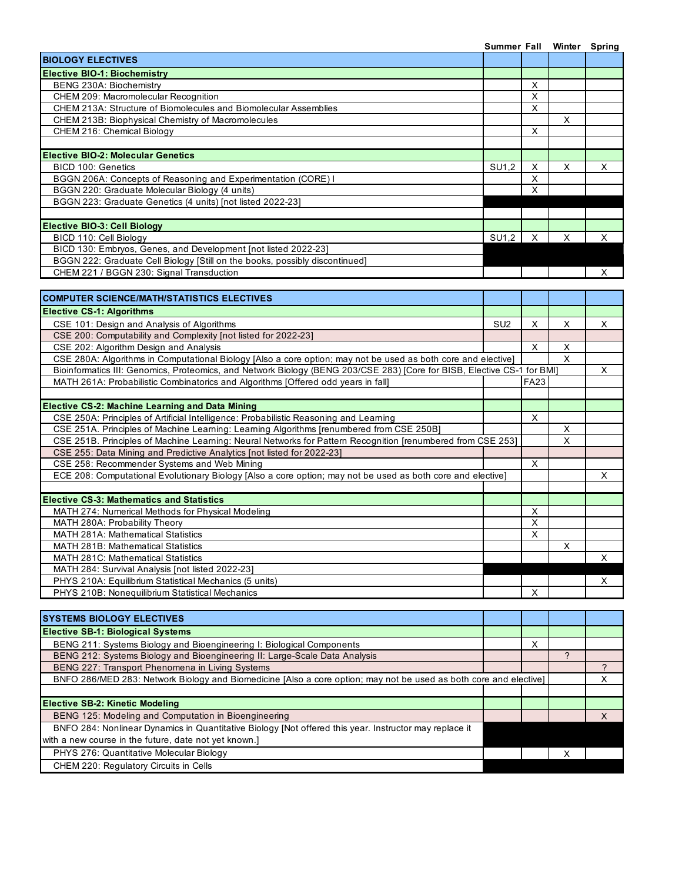| | Summer | Fall | Winter | Spring |
|---|---|---|---|---|
| **BIOLOGY ELECTIVES** | | | | |
| **Elective BIO-1: Biochemistry** | | | | |
| BENG 230A: Biochemistry | | X | | |
| CHEM 209: Macromolecular Recognition | | X | | |
| CHEM 213A: Structure of Biomolecules and Biomolecular Assemblies | | X | | |
| CHEM 213B: Biophysical Chemistry of Macromolecules | | | X | |
| CHEM 216: Chemical Biology | | X | | |
| | | | | |
| **Elective BIO-2: Molecular Genetics** | | | | |
| BICD 100: Genetics | SU1,2 | X | X | X |
| BGGN 206A: Concepts of Reasoning and Experimentation (CORE) I | | X | | |
| BGGN 220: Graduate Molecular Biology (4 units) | | X | | |
| BGGN 223: Graduate Genetics (4 units) [not listed 2022-23] | | | | |
| | | | | |
| **Elective BIO-3: Cell Biology** | | | | |
| BICD 110: Cell Biology | SU1,2 | X | X | X |
| BICD 130: Embryos, Genes, and Development [not listed 2022-23] | | | | |
| BGGN 222: Graduate Cell Biology [Still on the books, possibly discontinued] | | | | |
| CHEM 221 / BGGN 230: Signal Transduction | | | | X |

| | Summer | Fall | Winter | Spring |
|---|---|---|---|---|
| **COMPUTER SCIENCE/MATH/STATISTICS ELECTIVES** | | | | |
| **Elective CS-1: Algorithms** | | | | |
| CSE 101: Design and Analysis of Algorithms | SU2 | X | X | X |
| CSE 200: Computability and Complexity [not listed for 2022-23] | | | | |
| CSE 202: Algorithm Design and Analysis | | X | X | |
| CSE 280A: Algorithms in Computational Biology [Also a core option; may not be used as both core and elective] | | | X | |
| Bioinformatics III: Genomics, Proteomics, and Network Biology (BENG 203/CSE 283) [Core for BISB, Elective CS-1 for BMI] | | | | X |
| MATH 261A: Probabilistic Combinatorics and Algorithms [Offered odd years in fall] | | FA23 | | |
| | | | | |
| **Elective CS-2: Machine Learning and Data Mining** | | | | |
| CSE 250A: Principles of Artificial Intelligence: Probabilistic Reasoning and Learning | | X | | |
| CSE 251A. Principles of Machine Learning: Learning Algorithms [renumbered from CSE 250B] | | | X | |
| CSE 251B. Principles of Machine Learning: Neural Networks for Pattern Recognition [renumbered from CSE 253] | | | X | |
| CSE 255: Data Mining and Predictive Analytics [not listed for 2022-23] | | | | |
| CSE 258: Recommender Systems and Web Mining | | X | | |
| ECE 208: Computational Evolutionary Biology [Also a core option; may not be used as both core and elective] | | | | X |
| | | | | |
| **Elective CS-3: Mathematics and Statistics** | | | | |
| MATH 274: Numerical Methods for Physical Modeling | | X | | |
| MATH 280A: Probability Theory | | X | | |
| MATH 281A: Mathematical Statistics | | X | | |
| MATH 281B: Mathematical Statistics | | | X | |
| MATH 281C: Mathematical Statistics | | | | X |
| MATH 284: Survival Analysis [not listed 2022-23] | | | | |
| PHYS 210A: Equilibrium Statistical Mechanics (5 units) | | | | X |
| PHYS 210B: Nonequilibrium Statistical Mechanics | | X | | |

| | Summer | Fall | Winter | Spring |
|---|---|---|---|---|
| **SYSTEMS BIOLOGY ELECTIVES** | | | | |
| **Elective SB-1: Biological Systems** | | | | |
| BENG 211: Systems Biology and Bioengineering I: Biological Components | | X | | |
| BENG 212: Systems Biology and Bioengineering II: Large-Scale Data Analysis | | | ? | |
| BENG 227: Transport Phenomena in Living Systems | | | | ? |
| BNFO 286/MED 283: Network Biology and Biomedicine [Also a core option; may not be used as both core and elective] | | | | X |
| | | | | |
| **Elective SB-2: Kinetic Modeling** | | | | |
| BENG 125: Modeling and Computation in Bioengineering | | | | X |
| BNFO 284: Nonlinear Dynamics in Quantitative Biology [Not offered this year. Instructor may replace it with a new course in the future, date not yet known.] | | | | |
| PHYS 276: Quantitative Molecular Biology | | | X | |
| CHEM 220: Regulatory Circuits in Cells | | | | |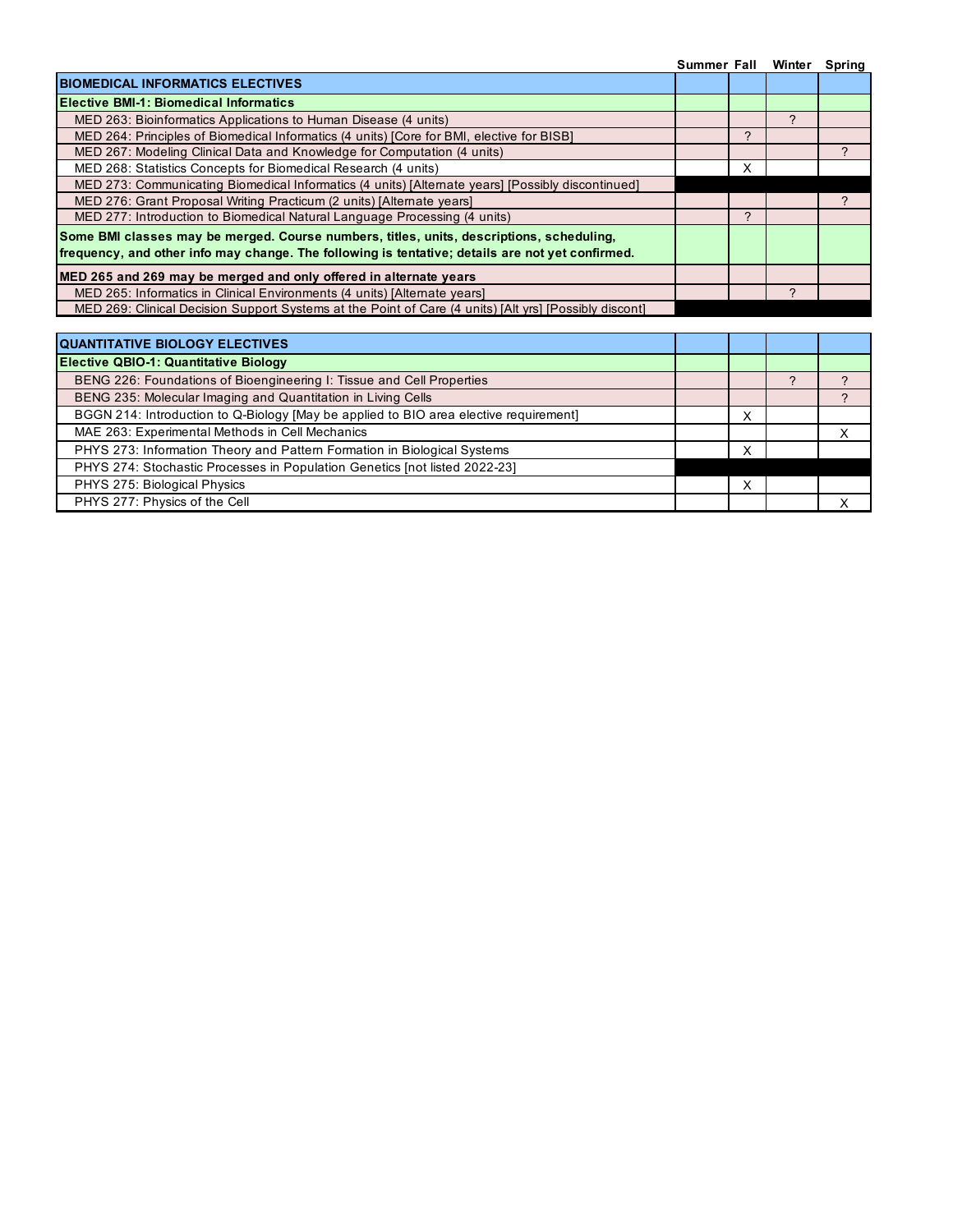| | Summer | Fall | Winter | Spring |
|---|---|---|---|---|
| **BIOMEDICAL INFORMATICS ELECTIVES** | | | | |
| **Elective BMI-1: Biomedical Informatics** | | | | |
| MED 263: Bioinformatics Applications to Human Disease (4 units) | | | ? | |
| MED 264: Principles of Biomedical Informatics (4 units) [Core for BMI, elective for BISB] | | ? | | |
| MED 267: Modeling Clinical Data and Knowledge for Computation (4 units) | | | | ? |
| MED 268: Statistics Concepts for Biomedical Research (4 units) | | X | | |
| MED 273: Communicating Biomedical Informatics (4 units) [Alternate years] [Possibly discontinued] | | | | |
| MED 276: Grant Proposal Writing Practicum (2 units) [Alternate years] | | | | ? |
| MED 277: Introduction to Biomedical Natural Language Processing (4 units) | | ? | | |
| **Some BMI classes may be merged. Course numbers, titles, units, descriptions, scheduling, frequency, and other info may change. The following is tentative; details are not yet confirmed.** | | | | |
| **MED 265 and 269 may be merged and only offered in alternate years** | | | | |
| MED 265: Informatics in Clinical Environments (4 units) [Alternate years] | | | ? | |
| MED 269: Clinical Decision Support Systems at the Point of Care (4 units) [Alt yrs] [Possibly discont] | | | | |

| | Summer | Fall | Winter | Spring |
|---|---|---|---|---|
| **QUANTITATIVE BIOLOGY ELECTIVES** | | | | |
| **Elective QBIO-1: Quantitative Biology** | | | | |
| BENG 226: Foundations of Bioengineering I: Tissue and Cell Properties | | | ? | ? |
| BENG 235: Molecular Imaging and Quantitation in Living Cells | | | | ? |
| BGGN 214: Introduction to Q-Biology [May be applied to BIO area elective requirement] | | X | | |
| MAE 263: Experimental Methods in Cell Mechanics | | | | X |
| PHYS 273: Information Theory and Pattern Formation in Biological Systems | | X | | |
| PHYS 274: Stochastic Processes in Population Genetics [not listed 2022-23] | | | | |
| PHYS 275: Biological Physics | | X | | |
| PHYS 277: Physics of the Cell | | | | X |